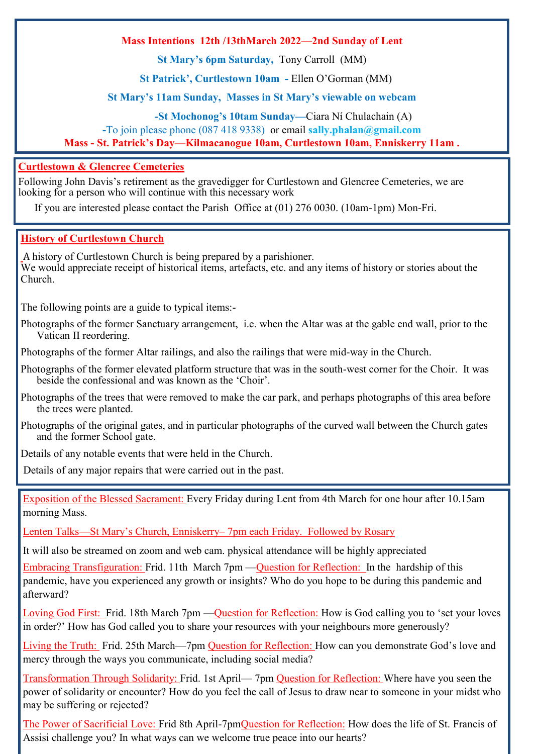**Mass Intentions 12th /13thMarch 2022—2nd Sunday of Lent**

**St Mary's 6pm Saturday,** Tony Carroll (MM)

**St Patrick', Curtlestown 10am -** Ellen O'Gorman (MM)

**St Mary's 11am Sunday, Masses in St Mary's viewable on webcam**

**-St Mochonog's 10tam Sunday—**Ciara Ní Chulachain (A)

-To join please phone (087 418 9338) or email **sally.phalan@gmail.com**

**Mass - St. Patrick's Day—Kilmacanogue 10am, Curtlestown 10am, Enniskerry 11am .**

## Curtlestown & Glencree Cemeteries

Following John Davis's retirement as the gravedigger for Curtlestown and Glencree Cemeteries, we are looking for a person who will continue with this necessary work

If you are interested please contact the Parish Office at (01) 276 0030. (10am-1pm) Mon-Fri.

## History of Curtlestown Church

A history of Curtlestown Church is being prepared by a parishioner.
We would appreciate receipt of historical items, artefacts, etc. and any items of history or stories about the Church.

The following points are a guide to typical items:-

Photographs of the former Sanctuary arrangement, i.e. when the Altar was at the gable end wall, prior to the Vatican II reordering.

Photographs of the former Altar railings, and also the railings that were mid-way in the Church.

Photographs of the former elevated platform structure that was in the south-west corner for the Choir. It was beside the confessional and was known as the 'Choir'.

Photographs of the trees that were removed to make the car park, and perhaps photographs of this area before the trees were planted.

Photographs of the original gates, and in particular photographs of the curved wall between the Church gates and the former School gate.

Details of any notable events that were held in the Church.

Details of any major repairs that were carried out in the past.

Exposition of the Blessed Sacrament: Every Friday during Lent from 4th March for one hour after 10.15am morning Mass.

Lenten Talks—St Mary's Church, Enniskerry– 7pm each Friday. Followed by Rosary

It will also be streamed on zoom and web cam. physical attendance will be highly appreciated

Embracing Transfiguration: Frid. 11th March 7pm —Question for Reflection: In the hardship of this pandemic, have you experienced any growth or insights? Who do you hope to be during this pandemic and afterward?

Loving God First: Frid. 18th March 7pm —Question for Reflection: How is God calling you to 'set your loves in order?' How has God called you to share your resources with your neighbours more generously?

Living the Truth: Frid. 25th March—7pm Question for Reflection: How can you demonstrate God's love and mercy through the ways you communicate, including social media?

Transformation Through Solidarity: Frid. 1st April— 7pm Question for Reflection: Where have you seen the power of solidarity or encounter? How do you feel the call of Jesus to draw near to someone in your midst who may be suffering or rejected?

The Power of Sacrificial Love: Frid 8th April-7pmQuestion for Reflection: How does the life of St. Francis of Assisi challenge you? In what ways can we welcome true peace into our hearts?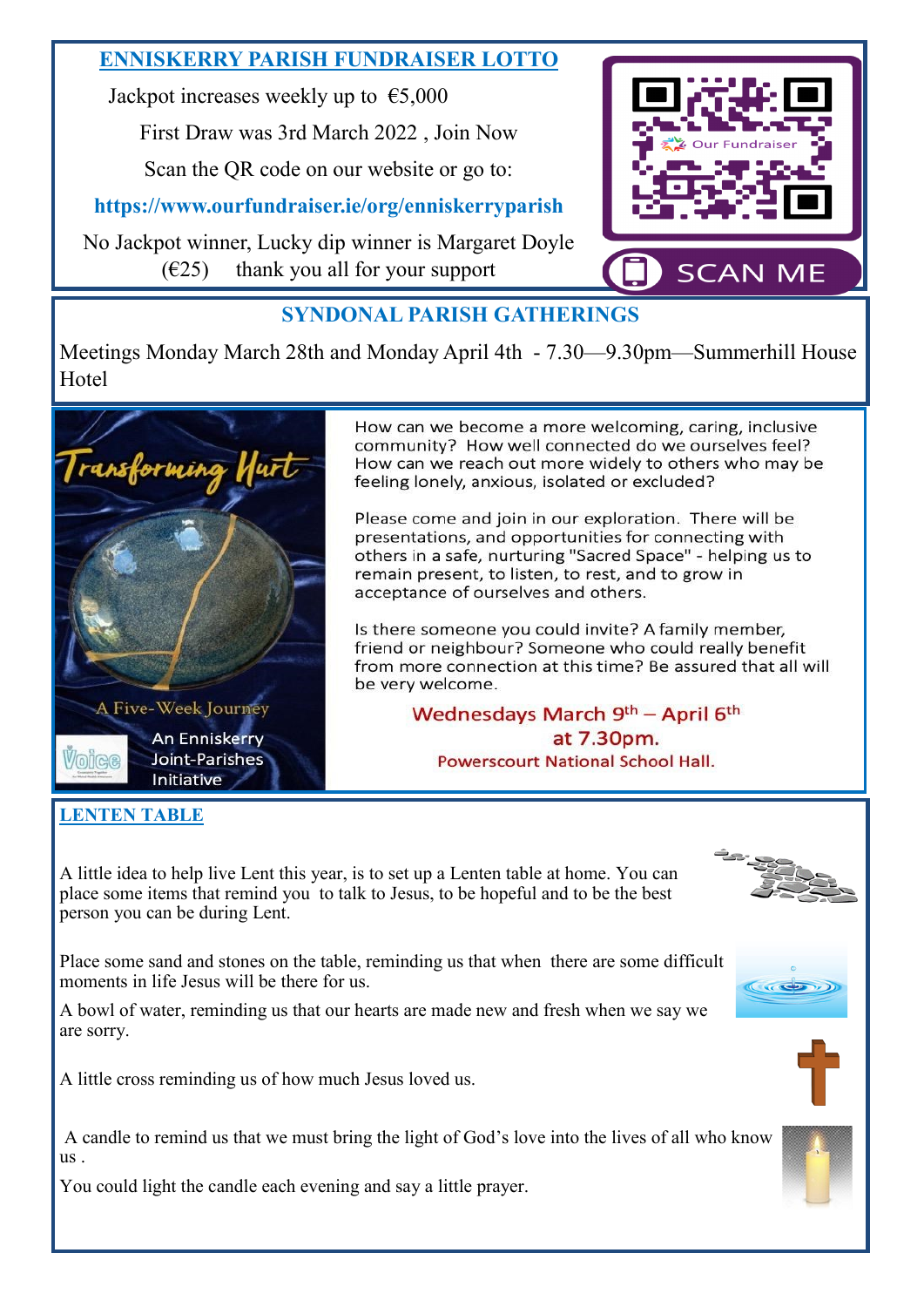## ENNISKERRY PARISH FUNDRAISER LOTTO

Jackpot increases weekly up to €5,000

First Draw was 3rd March 2022 , Join Now

Scan the QR code on our website or go to:

**https://www.ourfundraiser.ie/org/enniskerryparish**

No Jackpot winner, Lucky dip winner is Margaret Doyle (€25) thank you all for your support

Our Fundraiser

SCAN ME

## SYNDONAL PARISH GATHERINGS

Meetings Monday March 28th and Monday April 4th - 7.30—9.30pm—Summerhill House Hotel

## Transforming Hurt

A Five-Week Journey

An Enniskerry Joint-Parishes Initiative

How can we become a more welcoming, caring, inclusive community? How well connected do we ourselves feel? How can we reach out more widely to others who may be feeling lonely, anxious, isolated or excluded?

Please come and join in our exploration. There will be presentations, and opportunities for connecting with others in a safe, nurturing "Sacred Space" - helping us to remain present, to listen, to rest, and to grow in acceptance of ourselves and others.

Is there someone you could invite? A family member, friend or neighbour? Someone who could really benefit from more connection at this time? Be assured that all will be very welcome.

**Wednesdays March 9th – April 6th at 7.30pm.**

**Powerscourt National School Hall.**

## LENTEN TABLE

A little idea to help live Lent this year, is to set up a Lenten table at home. You can place some items that remind you to talk to Jesus, to be hopeful and to be the best person you can be during Lent.

Place some sand and stones on the table, reminding us that when there are some difficult moments in life Jesus will be there for us.

A bowl of water, reminding us that our hearts are made new and fresh when we say we are sorry.

A little cross reminding us of how much Jesus loved us.

A candle to remind us that we must bring the light of God's love into the lives of all who know us .

You could light the candle each evening and say a little prayer.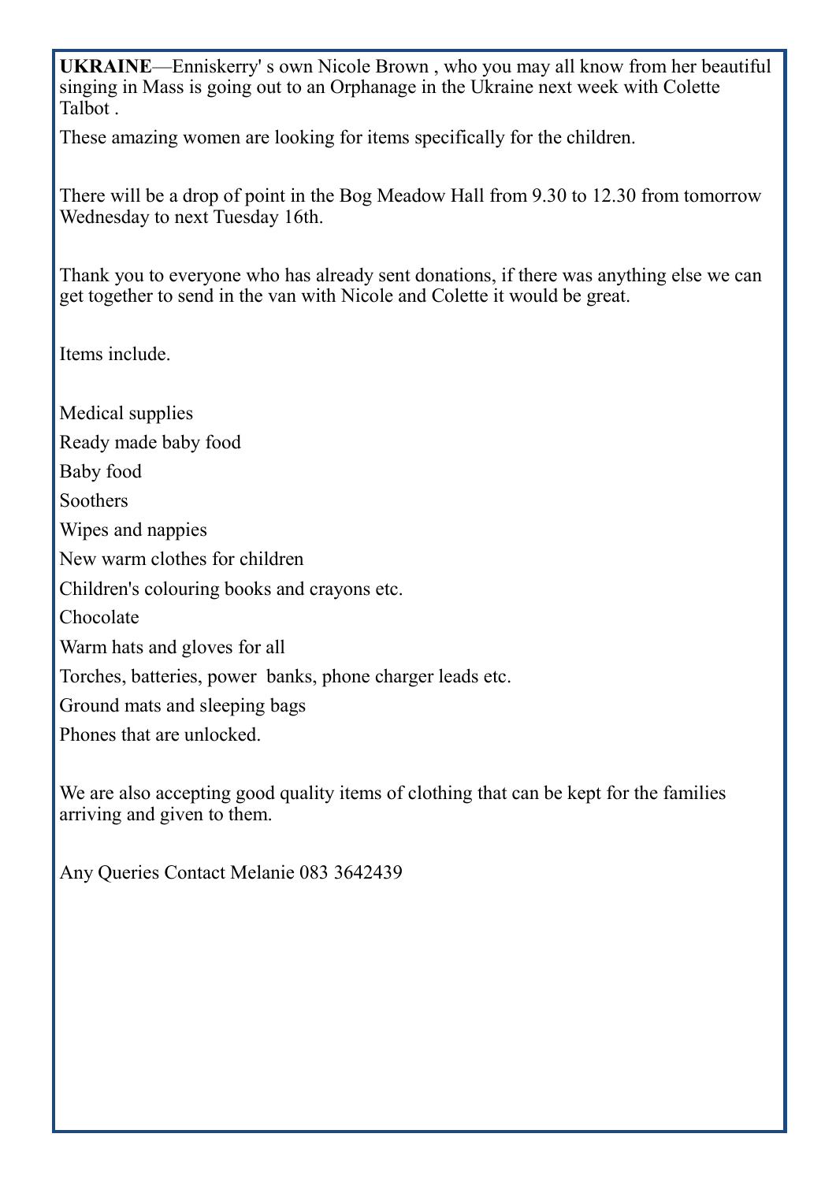**UKRAINE**—Enniskerry' s own Nicole Brown , who you may all know from her beautiful singing in Mass is going out to an Orphanage in the Ukraine next week with Colette Talbot .

These amazing women are looking for items specifically for the children.

There will be a drop of point in the Bog Meadow Hall from 9.30 to 12.30 from tomorrow Wednesday to next Tuesday 16th.

Thank you to everyone who has already sent donations, if there was anything else we can get together to send in the van with Nicole and Colette it would be great.

Items include.

Medical supplies

Ready made baby food

Baby food

Soothers

Wipes and nappies

New warm clothes for children

Children's colouring books and crayons etc.

Chocolate

Warm hats and gloves for all

Torches, batteries, power banks, phone charger leads etc.

Ground mats and sleeping bags

Phones that are unlocked.

We are also accepting good quality items of clothing that can be kept for the families arriving and given to them.

Any Queries Contact Melanie 083 3642439